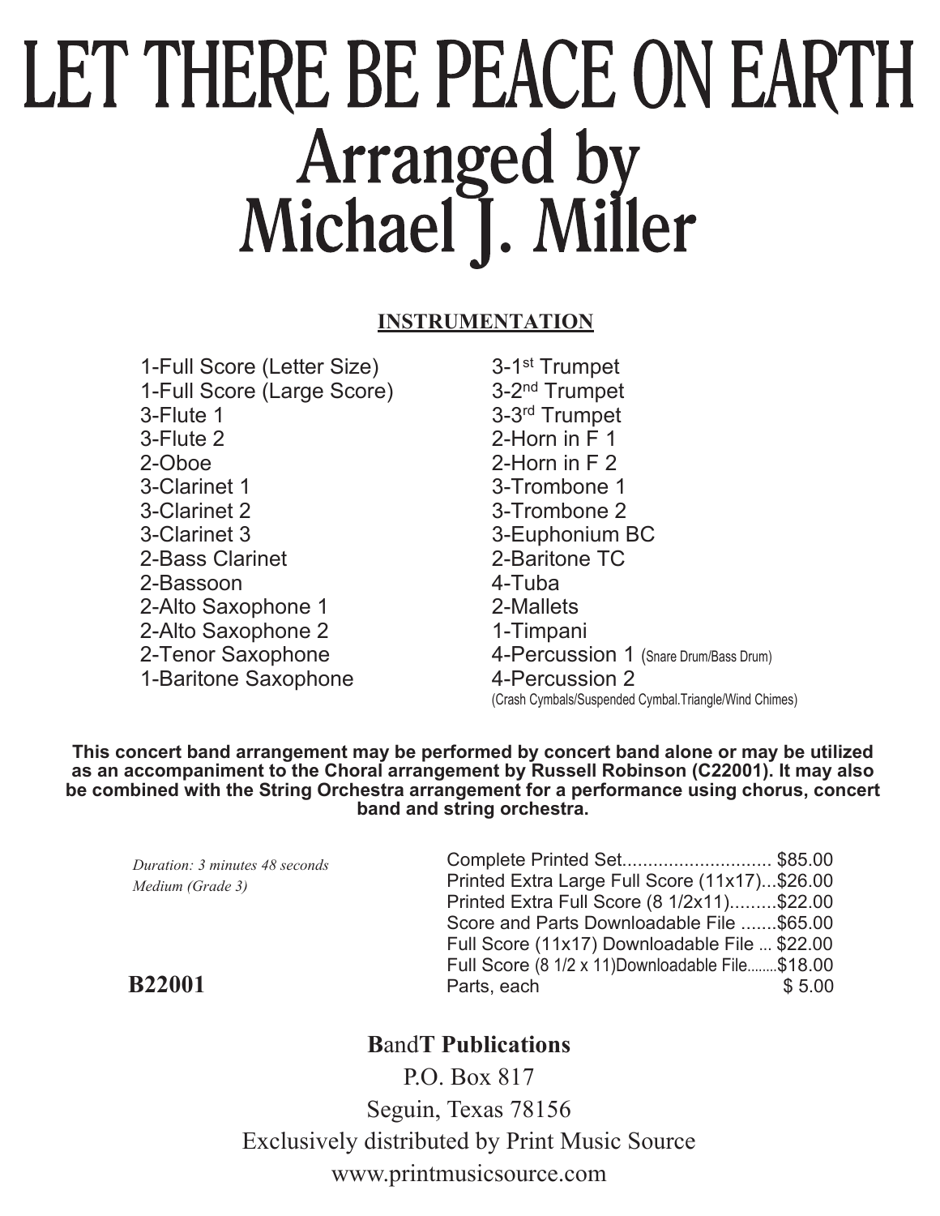# LET THERE BE PEACE ON EARTH

## Arranged by Michael J. Miller

**INSTRUMENTATION**

- 1-Full Score (Letter Size)
- 1-Full Score (Large Score)
- 3-Flute 1
- 3-Flute 2
- 2-Oboe
- 3-Clarinet 1
- 3-Clarinet 2
- 3-Clarinet 3
- 2-Bass Clarinet
- 2-Bassoon
- 2-Alto Saxophone 1
- 2-Alto Saxophone 2
- 2-Tenor Saxophone
- 1-Baritone Saxophone
- 3-1st Trumpet
- 3-2nd Trumpet
- 3-3rd Trumpet
- 2-Horn in F 1
- 2-Horn in F 2
- 3-Trombone 1
- 3-Trombone 2
- 3-Euphonium BC
- 2-Baritone TC
- 4-Tuba
- 2-Mallets
- 1-Timpani
- 4-Percussion 1 (Snare Drum/Bass Drum)
- 4-Percussion 2 (Crash Cymbals/Suspended Cymbal.Triangle/Wind Chimes)

**This concert band arrangement may be performed by concert band alone or may be utilized as an accompaniment to the Choral arrangement by Russell Robinson (C22001). It may also be combined with the String Orchestra arrangement for a performance using chorus, concert band and string orchestra.**

*Duration: 3 minutes 48 seconds*
*Medium (Grade 3)*

| | |
|---|---|
| Complete Printed Set | $85.00 |
| Printed Extra Large Full Score (11x17) | $26.00 |
| Printed Extra Full Score (8 1/2x11) | $22.00 |
| Score and Parts Downloadable File | $65.00 |
| Full Score (11x17) Downloadable File | $22.00 |
| Full Score (8 1/2 x 11)Downloadable File | $18.00 |
| Parts, each | $ 5.00 |

**B22001**

**B**and**T Publications**
P.O. Box 817
Seguin, Texas 78156
Exclusively distributed by Print Music Source
www.printmusicsource.com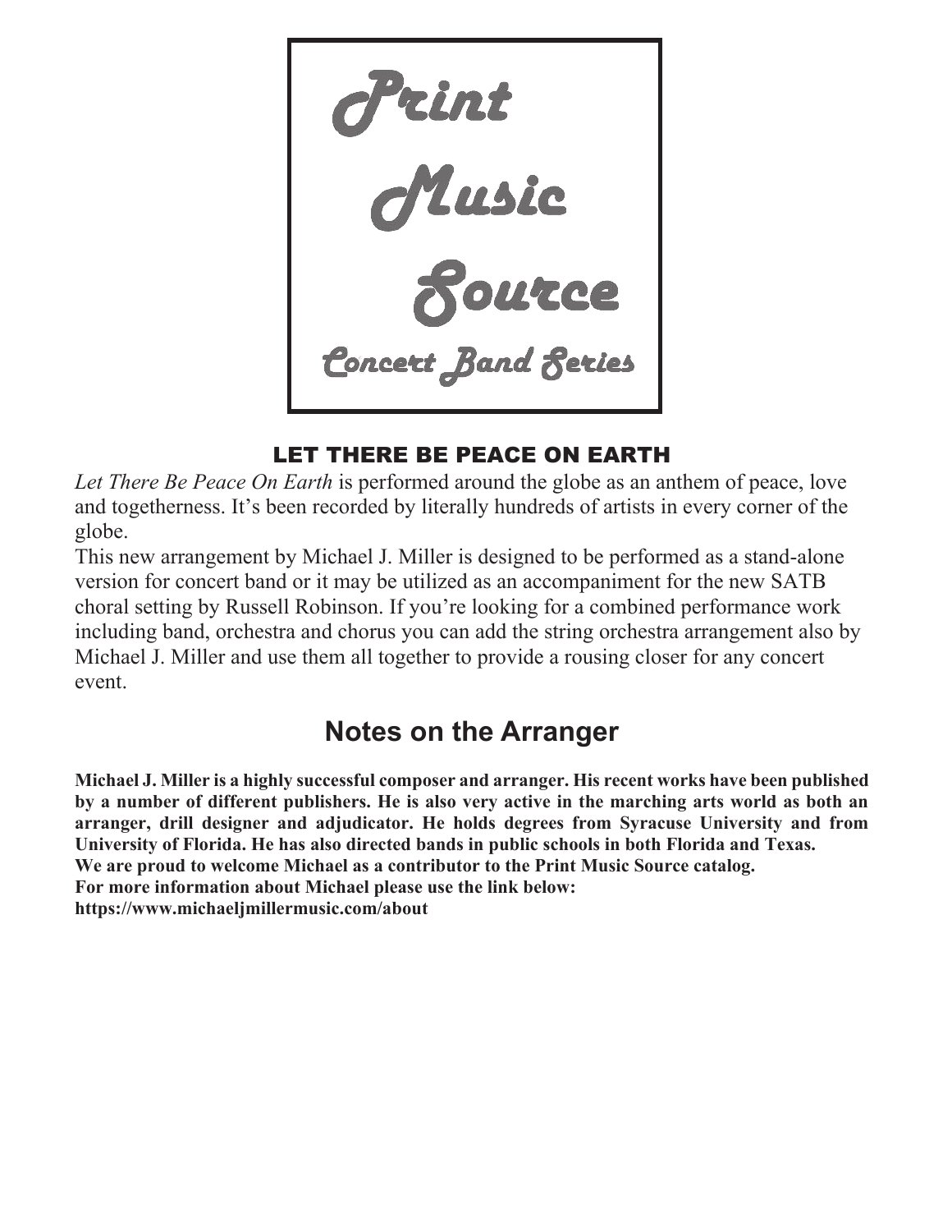Print

Music

Source

Concert Band Series

## LET THERE BE PEACE ON EARTH

*Let There Be Peace On Earth* is performed around the globe as an anthem of peace, love and togetherness. It's been recorded by literally hundreds of artists in every corner of the globe.

This new arrangement by Michael J. Miller is designed to be performed as a stand-alone version for concert band or it may be utilized as an accompaniment for the new SATB choral setting by Russell Robinson. If you're looking for a combined performance work including band, orchestra and chorus you can add the string orchestra arrangement also by Michael J. Miller and use them all together to provide a rousing closer for any concert event.

## Notes on the Arranger

**Michael J. Miller is a highly successful composer and arranger. His recent works have been published by a number of different publishers. He is also very active in the marching arts world as both an arranger, drill designer and adjudicator. He holds degrees from Syracuse University and from University of Florida. He has also directed bands in public schools in both Florida and Texas.**
**We are proud to welcome Michael as a contributor to the Print Music Source catalog.**
**For more information about Michael please use the link below:**
**https://www.michaeljmillermusic.com/about**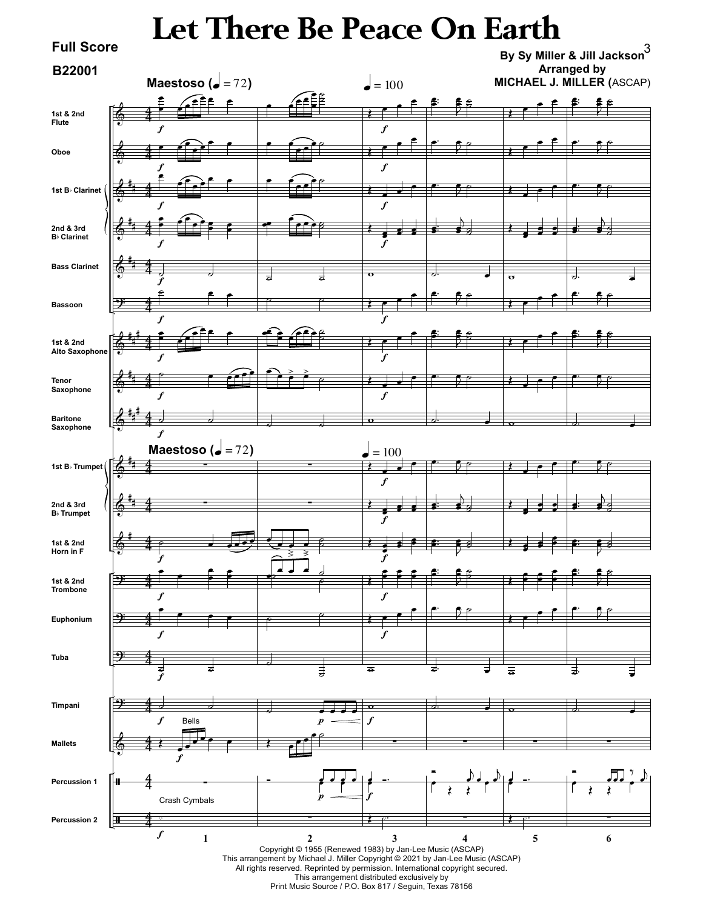# Let There Be Peace On Earth

**Full Score**

**B22001**

**By Sy Miller & Jill Jackson**
**Arranged by**
**MICHAEL J. MILLER (ASCAP)**

Copyright © 1955 (Renewed 1983) by Jan-Lee Music (ASCAP)
This arrangement by Michael J. Miller Copyright © 2021 by Jan-Lee Music (ASCAP)
All rights reserved. Reprinted by permission. International copyright secured.
This arrangement distributed exclusively by
Print Music Source / P.O. Box 817 / Seguin, Texas 78156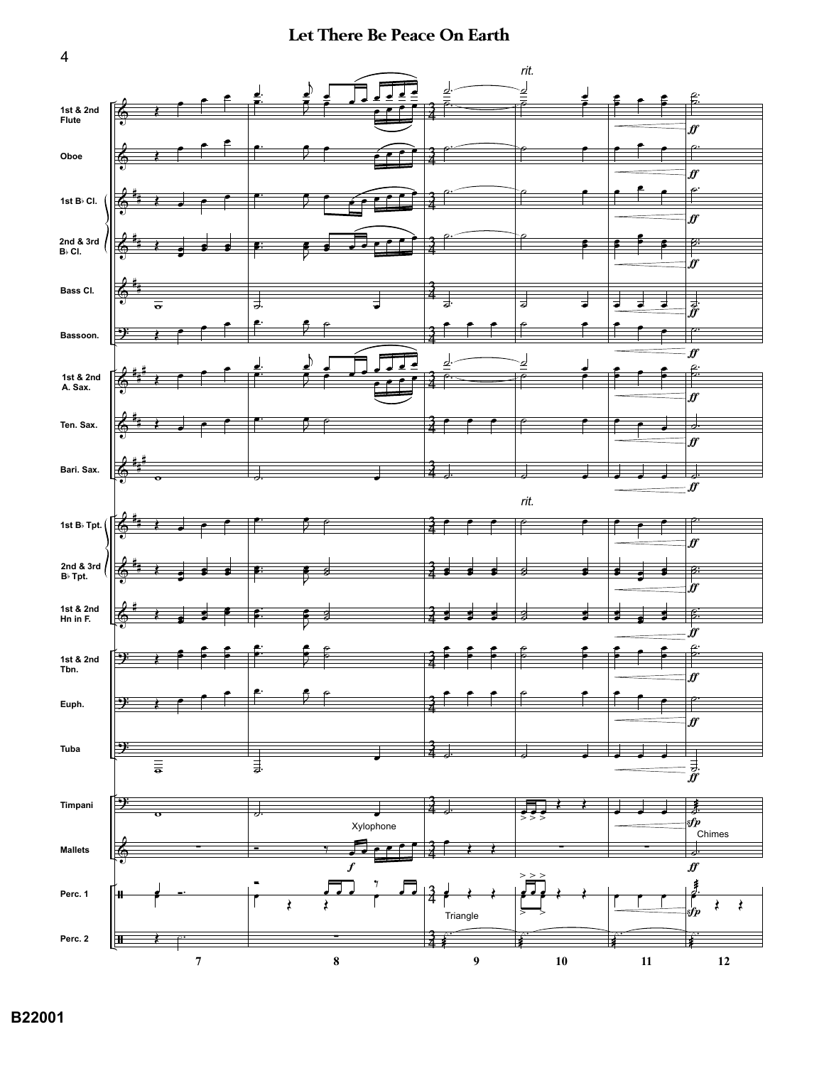# Let There Be Peace On Earth

1st & 2nd Flute

Oboe

1st B♭ Cl.

2nd & 3rd B♭ Cl.

Bass Cl.

Bassoon.

1st & 2nd A. Sax.

Ten. Sax.

Bari. Sax.

1st B♭ Tpt.

2nd & 3rd B♭ Tpt.

1st & 2nd Hn in F.

1st & 2nd Tbn.

Euph.

Tuba

Timpani

Mallets

Perc. 1

Perc. 2

*rit.*

*ff*

Xylophone

*f*

*sfp*

Chimes

Triangle

7 8 9 10 11 12

B22001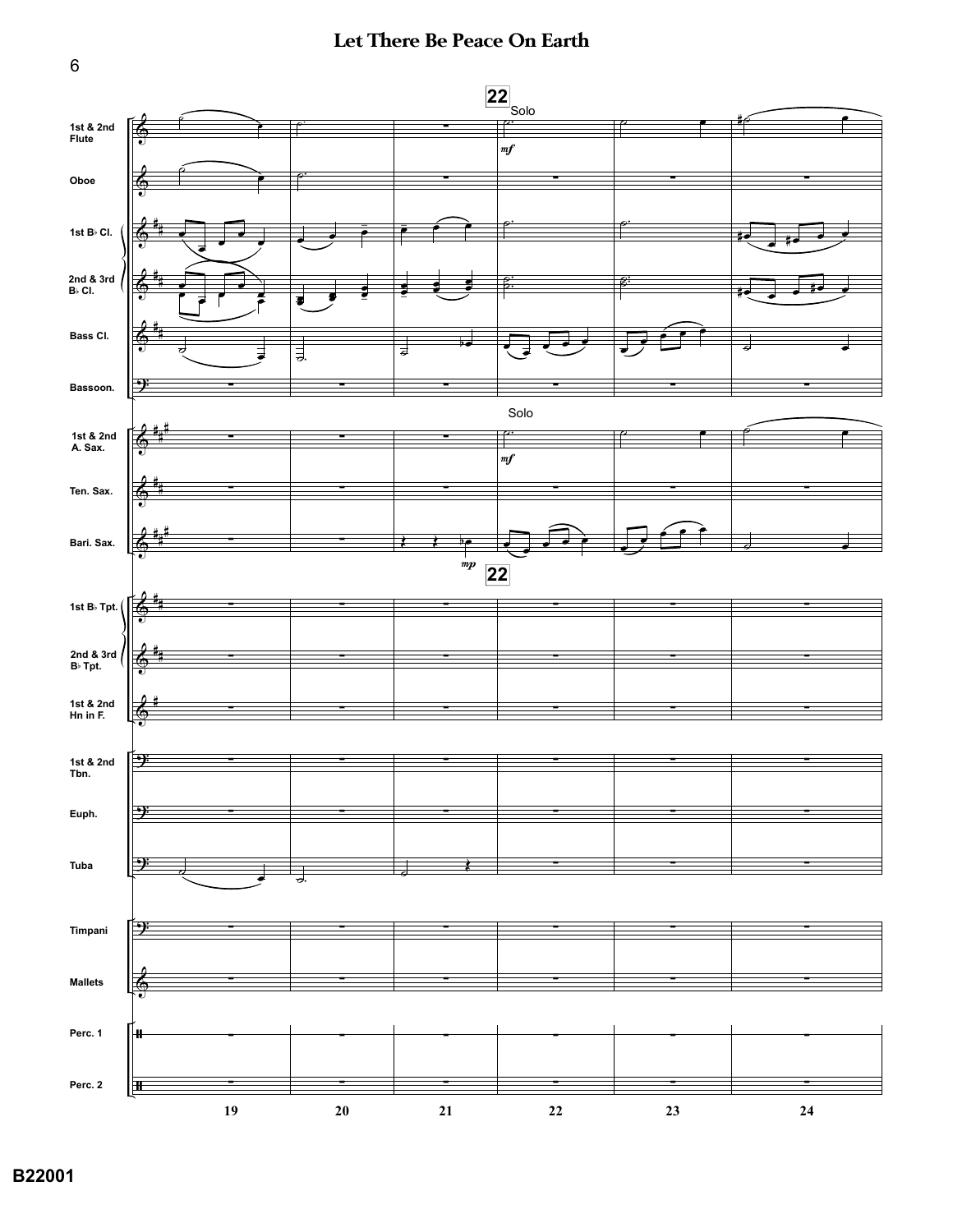# Let There Be Peace On Earth

**22**

Solo

*mf*

1st & 2nd Flute

Oboe

1st B♭ Cl.

2nd & 3rd B♭ Cl.

Bass Cl.

Bassoon.

Solo

*mf*

1st & 2nd A. Sax.

Ten. Sax.

Bari. Sax.

*mp*

**22**

1st B♭ Tpt.

2nd & 3rd B♭ Tpt.

1st & 2nd Hn in F.

1st & 2nd Tbn.

Euph.

Tuba

Timpani

Mallets

Perc. 1

Perc. 2

19 20 21 22 23 24

B22001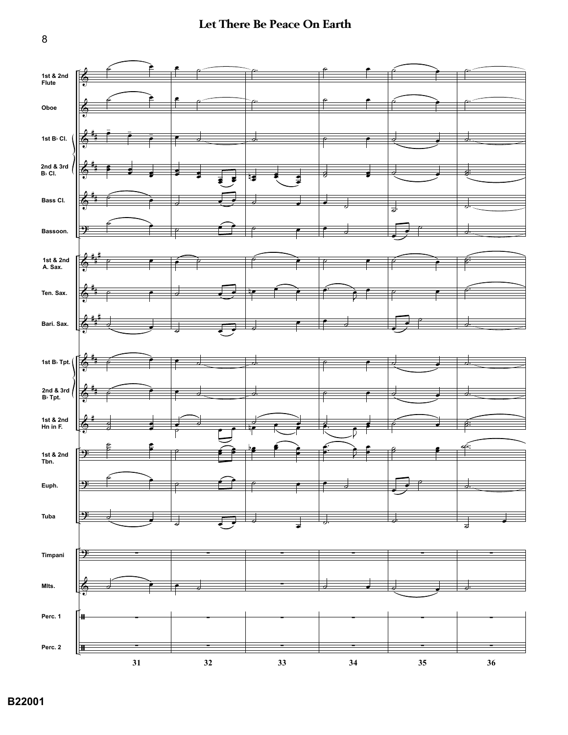# Let There Be Peace On Earth

1st & 2nd Flute

Oboe

1st B♭ Cl.

2nd & 3rd B♭ Cl.

Bass Cl.

Bassoon.

1st & 2nd A. Sax.

Ten. Sax.

Bari. Sax.

1st B♭ Tpt.

2nd & 3rd B♭ Tpt.

1st & 2nd Hn in F.

1st & 2nd Tbn.

Euph.

Tuba

Timpani

Mlts.

Perc. 1

Perc. 2

31 32 33 34 35 36

B22001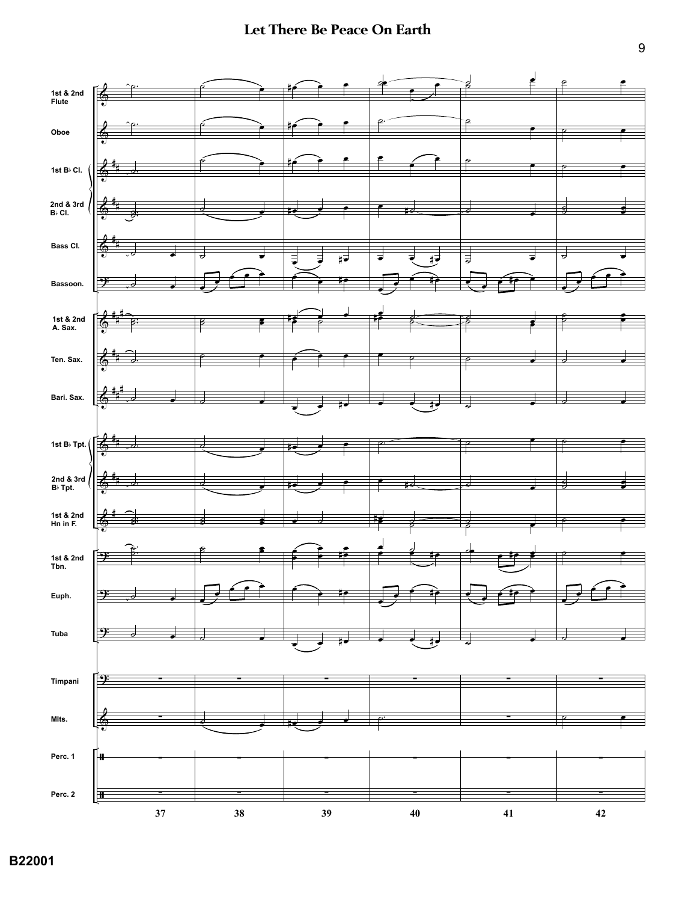Flute 1st & 2nd
Oboe
1st B♭ Cl.
2nd & 3rd B♭ Cl.
Bass Cl.
Bassoon.
1st & 2nd A. Sax.
Ten. Sax.
Bari. Sax.
1st B♭ Tpt.
2nd & 3rd B♭ Tpt.
1st & 2nd Hn in F.
1st & 2nd Tbn.
Euph.
Tuba
Timpani
Mlts.
Perc. 1
Perc. 2

37 38 39 40 41 42

B22001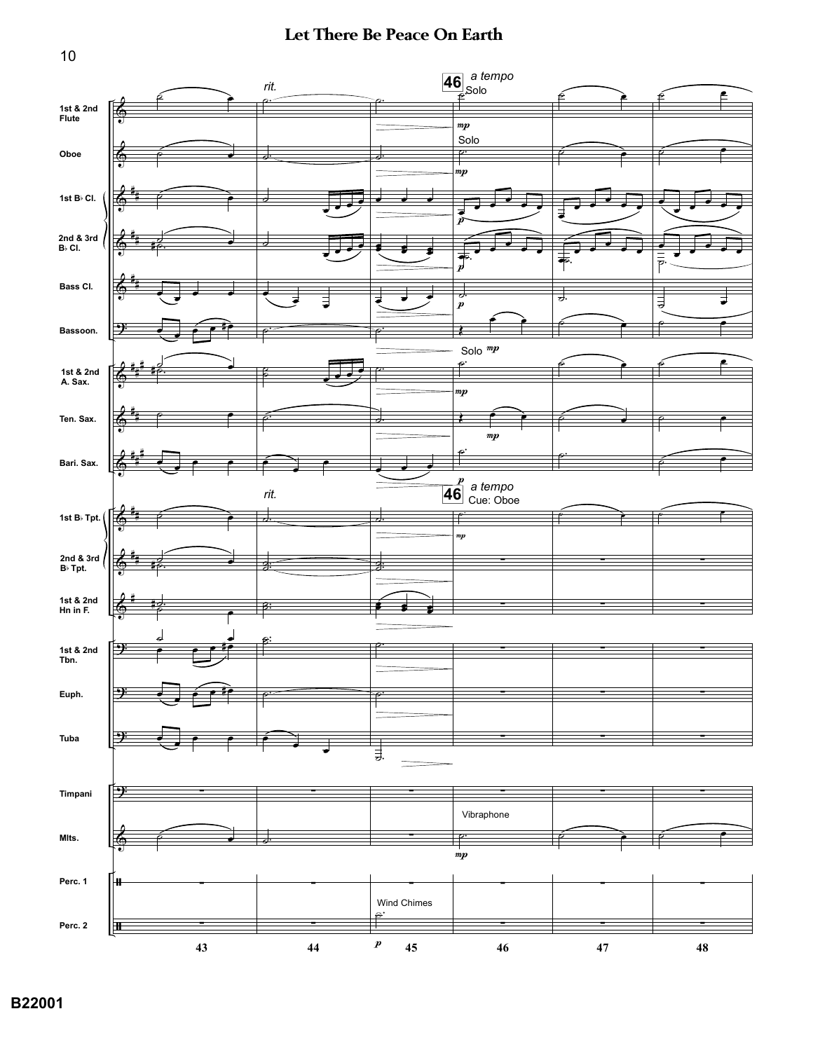# Let There Be Peace On Earth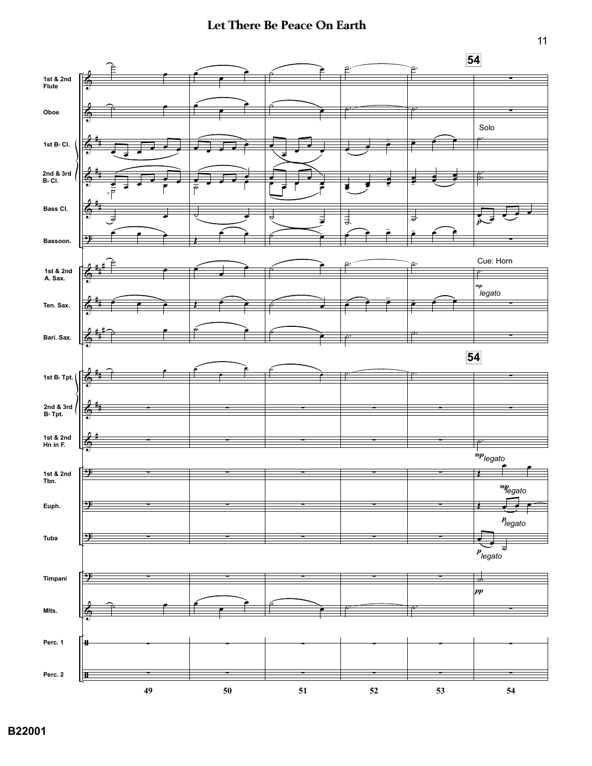54

1st & 2nd Flute

Oboe

1st B♭ Cl. — Solo

2nd & 3rd B♭ Cl.

Bass Cl. — *p*

Bassoon.

1st & 2nd A. Sax. — Cue: Horn — *mp* *legato*

Ten. Sax.

Bari. Sax.

54

1st B♭ Tpt.

2nd & 3rd B♭ Tpt.

1st & 2nd Hn in F. — *mp* *legato*

1st & 2nd Tbn. — *mp* *legato*

Euph. — *p* *legato*

Tuba — *p* *legato*

Timpani — *pp*

Mlts.

Perc. 1

Perc. 2

49 50 51 52 53 54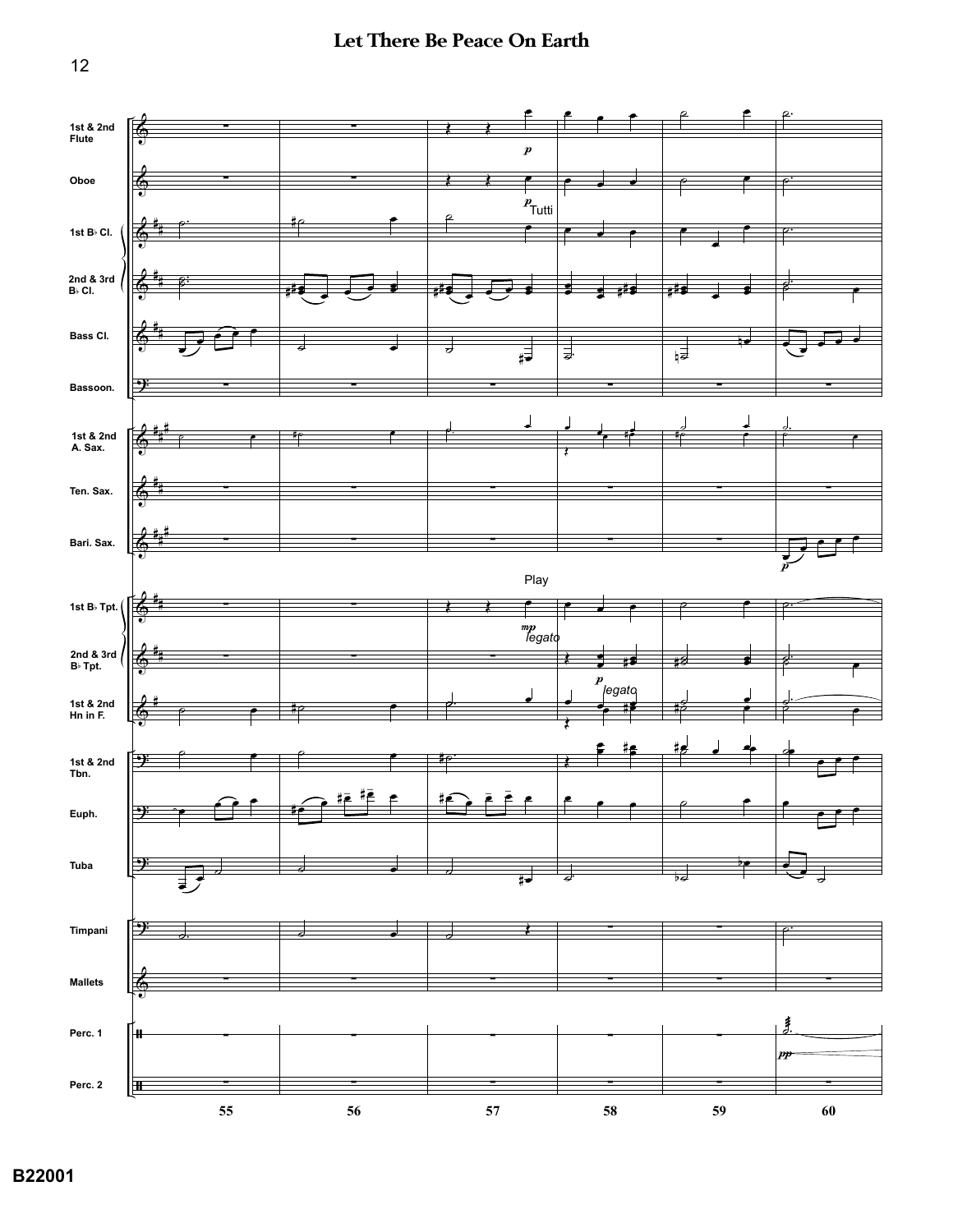# Let There Be Peace On Earth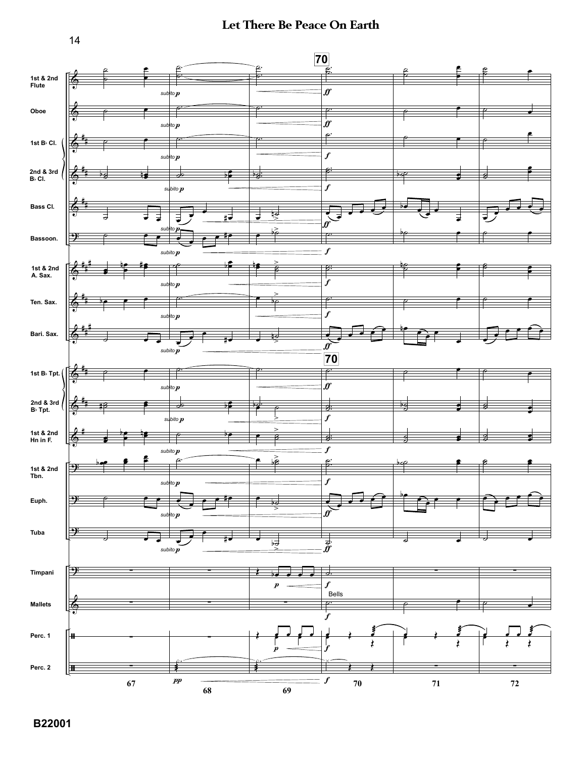# Let There Be Peace On Earth

1st & 2nd Flute

Oboe

1st B♭ Cl.

2nd & 3rd B♭ Cl.

Bass Cl.

Bassoon.

1st & 2nd A. Sax.

Ten. Sax.

Bari. Sax.

1st B♭ Tpt.

2nd & 3rd B♭ Tpt.

1st & 2nd Hn in F.

1st & 2nd Tbn.

Euph.

Tuba

Timpani

Mallets

Perc. 1

Perc. 2

70

subito *p*

*ff*

*f*

*p*

*pp*

Bells

67 68 69 70 71 72

B22001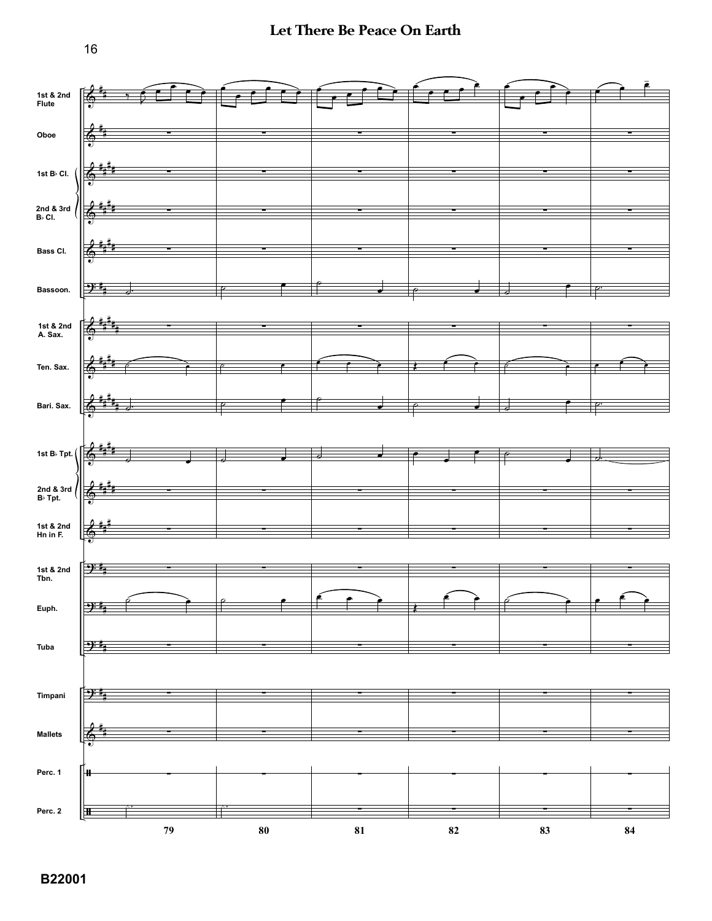# Let There Be Peace On Earth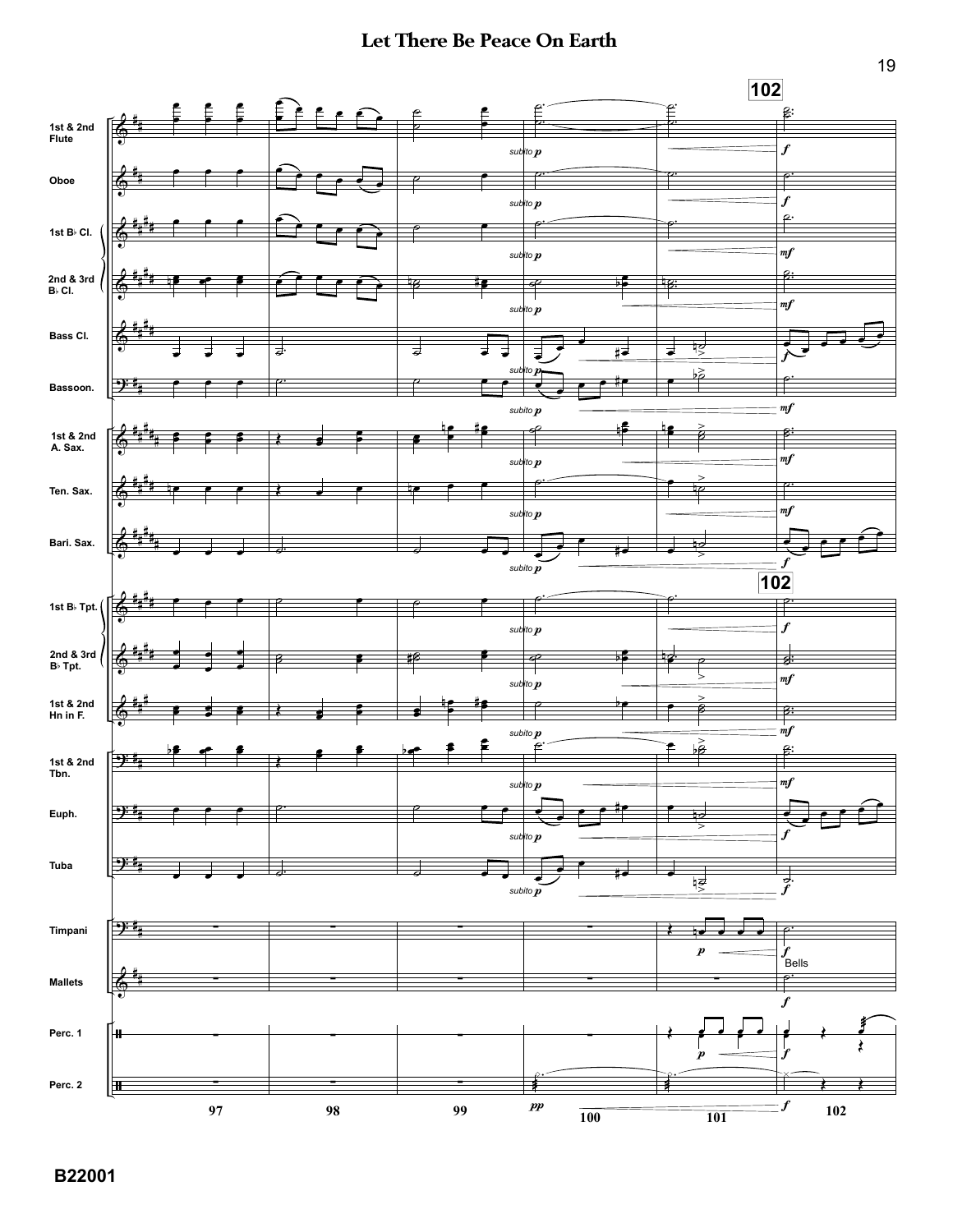# Let There Be Peace On Earth

B22001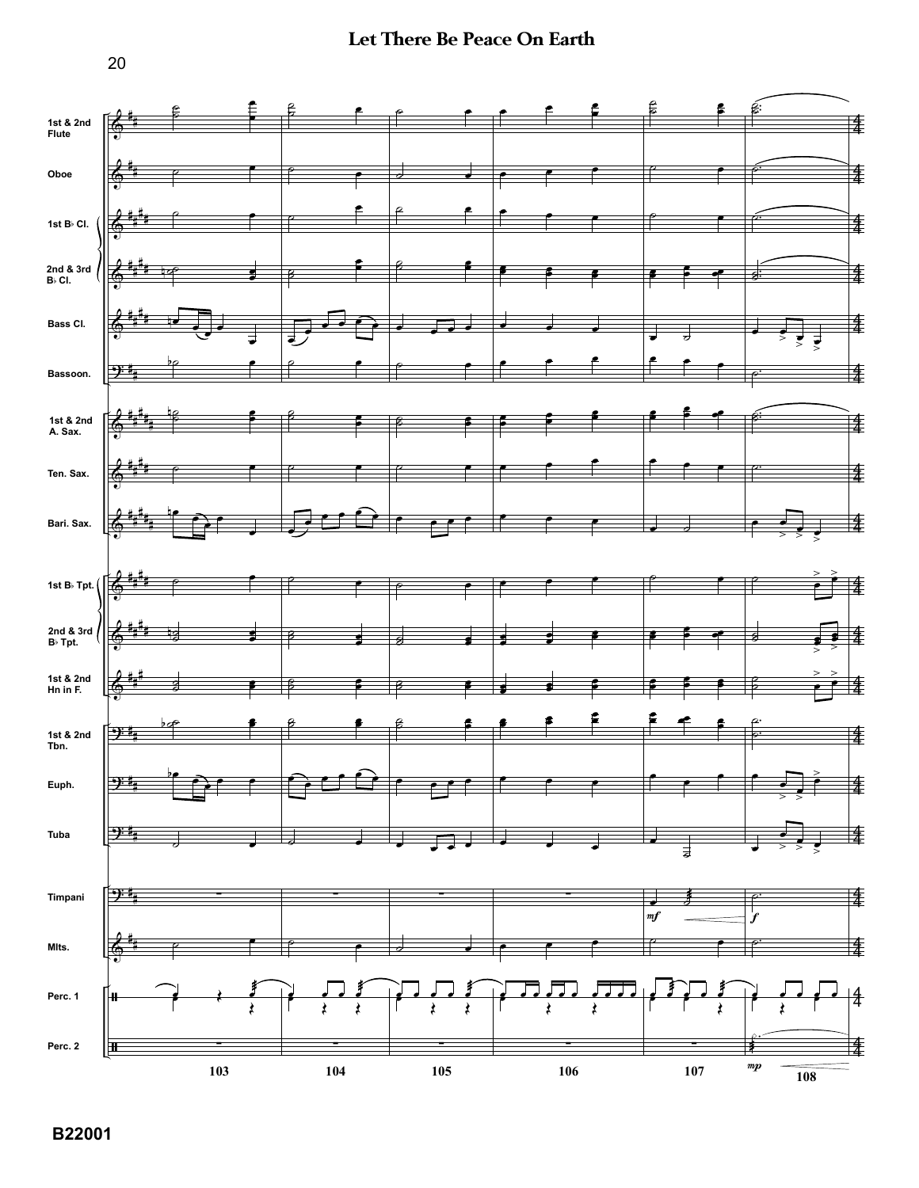# Let There Be Peace On Earth

1st & 2nd Flute

Oboe

1st B♭ Cl.

2nd & 3rd B♭ Cl.

Bass Cl.

Bassoon.

1st & 2nd A. Sax.

Ten. Sax.

Bari. Sax.

1st B♭ Tpt.

2nd & 3rd B♭ Tpt.

1st & 2nd Hn in F.

1st & 2nd Tbn.

Euph.

Tuba

Timpani

Mlts.

Perc. 1

Perc. 2

*mf* *f* *mp*

103 104 105 106 107 108

B22001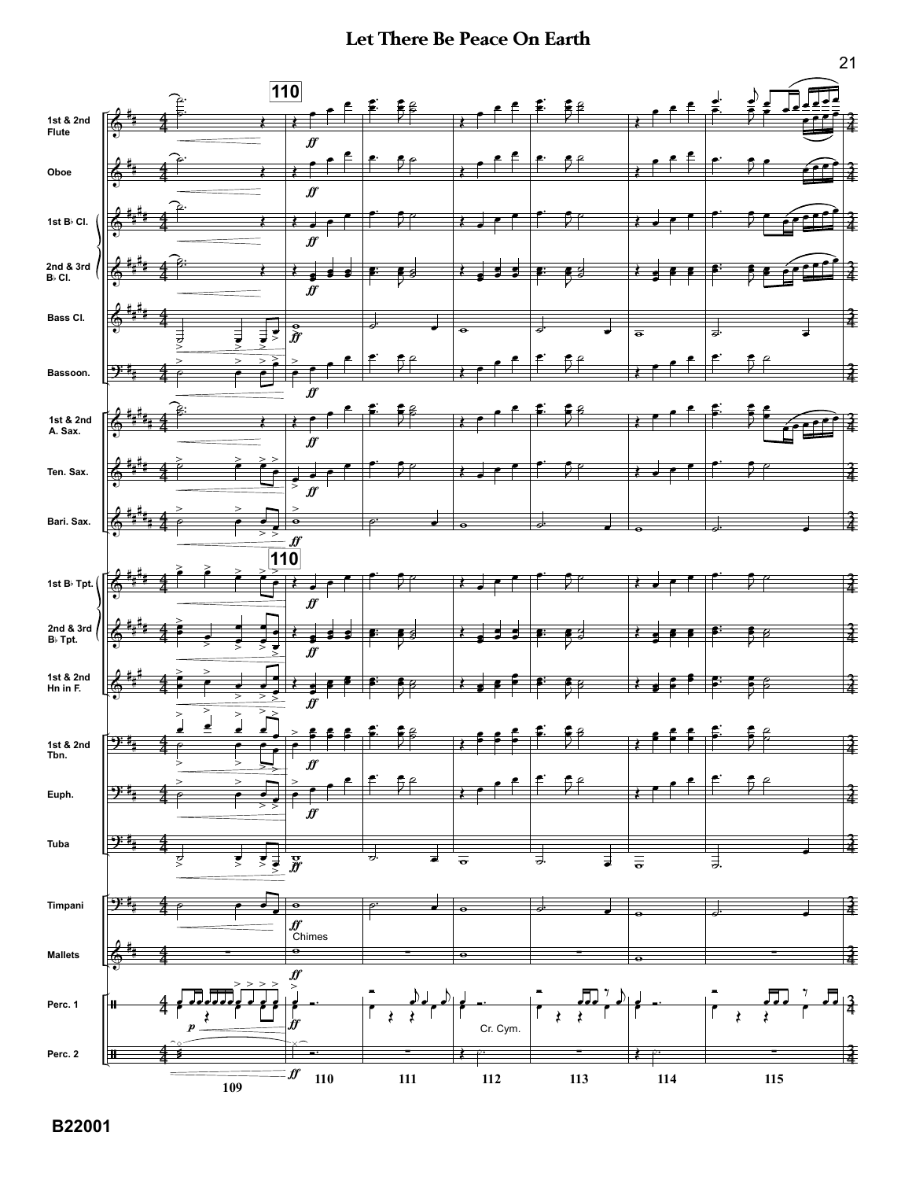# Let There Be Peace On Earth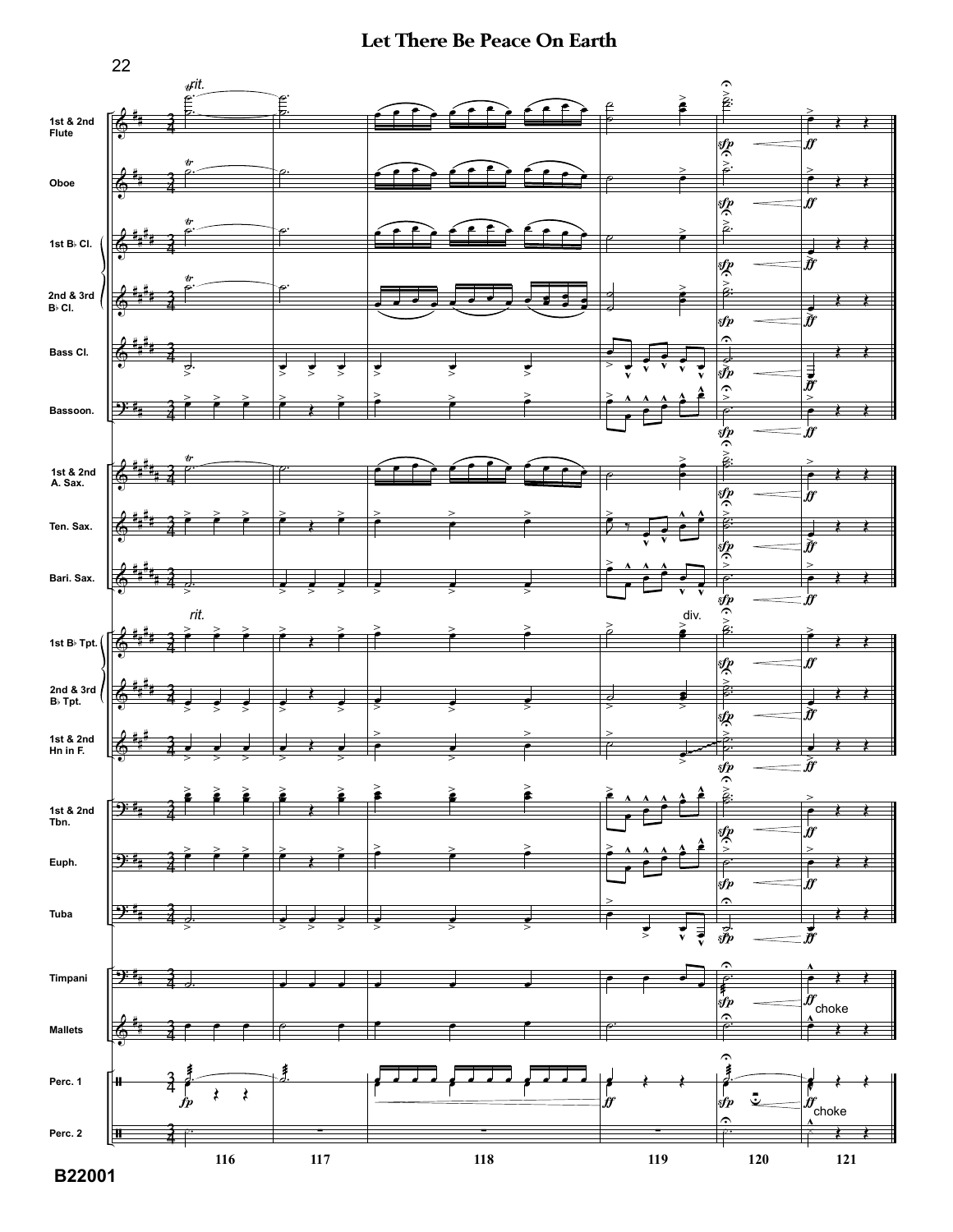# Let There Be Peace On Earth

B22001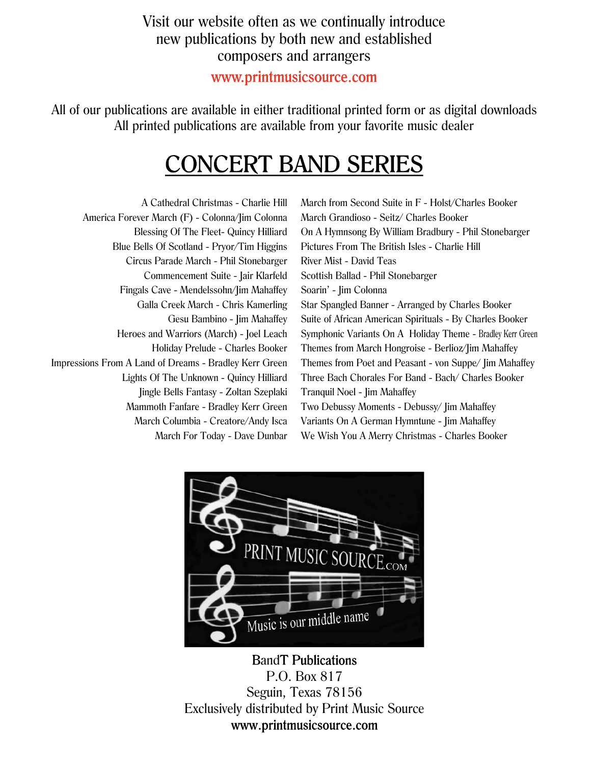Visit our website often as we continually introduce new publications by both new and established composers and arrangers

www.printmusicsource.com

All of our publications are available in either traditional printed form or as digital downloads
All printed publications are available from your favorite music dealer

# CONCERT BAND SERIES

A Cathedral Christmas - Charlie Hill
America Forever March (F) - Colonna/Jim Colonna
Blessing Of The Fleet- Quincy Hilliard
Blue Bells Of Scotland - Pryor/Tim Higgins
Circus Parade March - Phil Stonebarger
Commencement Suite - Jair Klarfeld
Fingals Cave - Mendelssohn/Jim Mahaffey
Galla Creek March - Chris Kamerling
Gesu Bambino - Jim Mahaffey
Heroes and Warriors (March) - Joel Leach
Holiday Prelude - Charles Booker
Impressions From A Land of Dreams - Bradley Kerr Green
Lights Of The Unknown - Quincy Hilliard
Jingle Bells Fantasy - Zoltan Szeplaki
Mammoth Fanfare - Bradley Kerr Green
March Columbia - Creatore/Andy Isca
March For Today - Dave Dunbar
March from Second Suite in F - Holst/Charles Booker
March Grandioso - Seitz/ Charles Booker
On A Hymnsong By William Bradbury - Phil Stonebarger
Pictures From The British Isles - Charlie Hill
River Mist - David Teas
Scottish Ballad - Phil Stonebarger
Soarin' - Jim Colonna
Star Spangled Banner - Arranged by Charles Booker
Suite of African American Spirituals - By Charles Booker
Symphonic Variants On A Holiday Theme - Bradley Kerr Green
Themes from March Hongroise - Berlioz/Jim Mahaffey
Themes from Poet and Peasant - von Suppe/ Jim Mahaffey
Three Bach Chorales For Band - Bach/ Charles Booker
Tranquil Noel - Jim Mahaffey
Two Debussy Moments - Debussy/ Jim Mahaffey
Variants On A German Hymntune - Jim Mahaffey
We Wish You A Merry Christmas - Charles Booker

PRINT MUSIC SOURCE.COM
Music is our middle name

**BandT Publications**
P.O. Box 817
Seguin, Texas 78156
Exclusively distributed by Print Music Source
**www.printmusicsource.com**